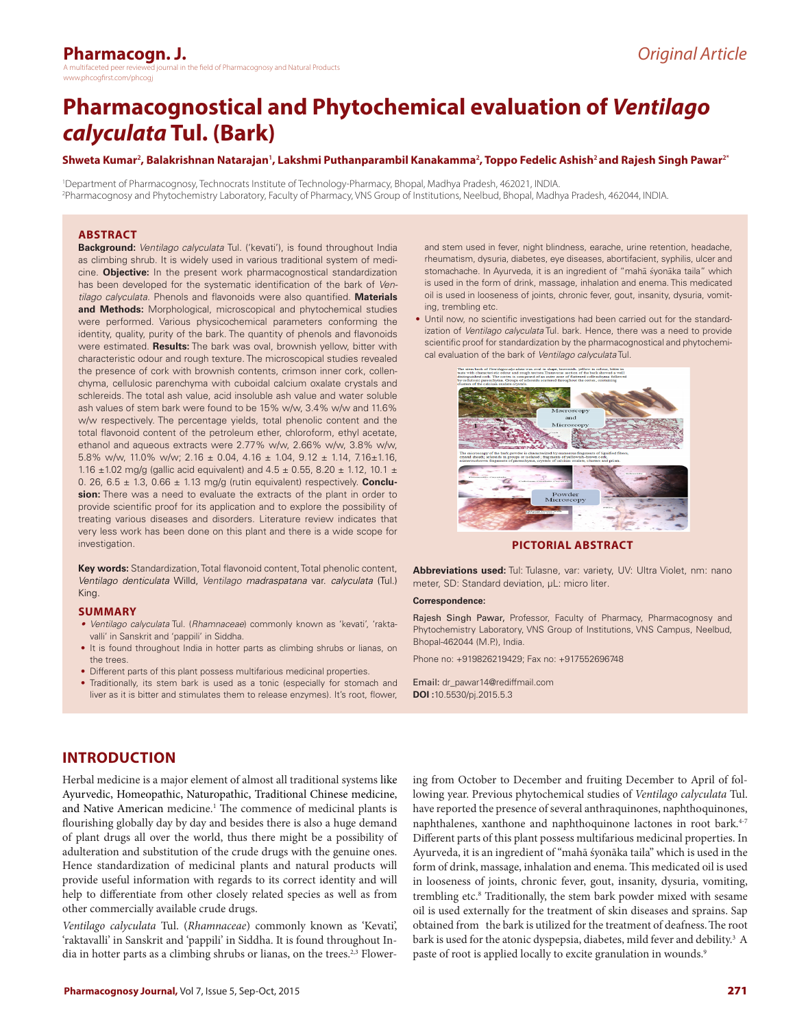# Pharmacognostical and Phytochemical evaluation of *Ventilago calyculata* Tul. (Bark)

**Shweta Kumar[2], Balakrishnan Natarajan[1], Lakshmi Puthanparambil Kanakamma[2], Toppo Fedelic Ashish[2] and Rajesh Singh Pawar[2*]**

[1]Department of Pharmacognosy, Technocrats Institute of Technology-Pharmacy, Bhopal, Madhya Pradesh, 462021, INDIA.
[2]Pharmacognosy and Phytochemistry Laboratory, Faculty of Pharmacy, VNS Group of Institutions, Neelbud, Bhopal, Madhya Pradesh, 462044, INDIA.

## ABSTRACT

**Background:** *Ventilago calyculata* Tul. ('kevati'), is found throughout India as climbing shrub. It is widely used in various traditional system of medicine. **Objective:** In the present work pharmacognostical standardization has been developed for the systematic identification of the bark of *Ventilago calyculata*. Phenols and flavonoids were also quantified. **Materials and Methods:** Morphological, microscopical and phytochemical studies were performed. Various physicochemical parameters conforming the identity, quality, purity of the bark. The quantity of phenols and flavonoids were estimated. **Results:** The bark was oval, brownish yellow, bitter with characteristic odour and rough texture. The microscopical studies revealed the presence of cork with brownish contents, crimson inner cork, collenchyma, cellulosic parenchyma with cuboidal calcium oxalate crystals and schlereids. The total ash value, acid insoluble ash value and water soluble ash values of stem bark were found to be 15% w/w, 3.4% w/w and 11.6% w/w respectively. The percentage yields, total phenolic content and the total flavonoid content of the petroleum ether, chloroform, ethyl acetate, ethanol and aqueous extracts were 2.77% w/w, 2.66% w/w, 3.8% w/w, 5.8% w/w, 11.0% w/w; 2.16 ± 0.04, 4.16 ± 1.04, 9.12 ± 1.14, 7.16±1.16, 1.16 ±1.02 mg/g (gallic acid equivalent) and 4.5 ± 0.55, 8.20 ± 1.12, 10.1 ± 0. 26, 6.5 ± 1.3, 0.66 ± 1.13 mg/g (rutin equivalent) respectively. **Conclusion:** There was a need to evaluate the extracts of the plant in order to provide scientific proof for its application and to explore the possibility of treating various diseases and disorders. Literature review indicates that very less work has been done on this plant and there is a wide scope for investigation.

**Key words:** Standardization, Total flavonoid content, Total phenolic content, *Ventilago denticulata* Willd, *Ventilago madraspatana* var. *calyculata* (Tul.) King.

## SUMMARY

- *Ventilago calyculata* Tul. (*Rhamnaceae*) commonly known as 'kevati', 'raktavalli' in Sanskrit and 'pappili' in Siddha.
- It is found throughout India in hotter parts as climbing shrubs or lianas, on the trees.
- Different parts of this plant possess multifarious medicinal properties.
- Traditionally, its stem bark is used as a tonic (especially for stomach and liver as it is bitter and stimulates them to release enzymes). It's root, flower, and stem used in fever, night blindness, earache, urine retention, headache, rheumatism, dysuria, diabetes, eye diseases, abortifacient, syphilis, ulcer and stomachache. In Ayurveda, it is an ingredient of "mahā śyonāka taila" which is used in the form of drink, massage, inhalation and enema. This medicated oil is used in looseness of joints, chronic fever, gout, insanity, dysuria, vomiting, trembling etc.
- Until now, no scientific investigations had been carried out for the standardization of *Ventilago calyculata* Tul. bark. Hence, there was a need to provide scientific proof for standardization by the pharmacognostical and phytochemical evaluation of the bark of *Ventilago calyculata* Tul.

**PICTORIAL ABSTRACT**

**Abbreviations used:** Tul: Tulasne, var: variety, UV: Ultra Violet, nm: nano meter, SD: Standard deviation, μL: micro liter.

**Correspondence:**

Rajesh Singh Pawar, Professor, Faculty of Pharmacy, Pharmacognosy and Phytochemistry Laboratory, VNS Group of Institutions, VNS Campus, Neelbud, Bhopal-462044 (M.P.), India.

Phone no: +919826219429; Fax no: +917552696748

Email: dr_pawar14@rediffmail.com
**DOI :**10.5530/pj.2015.5.3

## INTRODUCTION

Herbal medicine is a major element of almost all traditional systems like Ayurvedic, Homeopathic, Naturopathic, Traditional Chinese medicine, and Native American medicine.[1] The commence of medicinal plants is flourishing globally day by day and besides there is also a huge demand of plant drugs all over the world, thus there might be a possibility of adulteration and substitution of the crude drugs with the genuine ones. Hence standardization of medicinal plants and natural products will provide useful information with regards to its correct identity and will help to differentiate from other closely related species as well as from other commercially available crude drugs.

*Ventilago calyculata* Tul. (*Rhamnaceae*) commonly known as 'Kevati', 'raktavalli' in Sanskrit and 'pappili' in Siddha. It is found throughout India in hotter parts as a climbing shrubs or lianas, on the trees.[2,3] Flowering from October to December and fruiting December to April of following year. Previous phytochemical studies of *Ventilago calyculata* Tul. have reported the presence of several anthraquinones, naphthoquinones, naphthalenes, xanthone and naphthoquinone lactones in root bark.[4-7] Different parts of this plant possess multifarious medicinal properties. In Ayurveda, it is an ingredient of "mahā śyonāka taila" which is used in the form of drink, massage, inhalation and enema. This medicated oil is used in looseness of joints, chronic fever, gout, insanity, dysuria, vomiting, trembling etc.[8] Traditionally, the stem bark powder mixed with sesame oil is used externally for the treatment of skin diseases and sprains. Sap obtained from the bark is utilized for the treatment of deafness. The root bark is used for the atonic dyspepsia, diabetes, mild fever and debility.[3] A paste of root is applied locally to excite granulation in wounds.[9]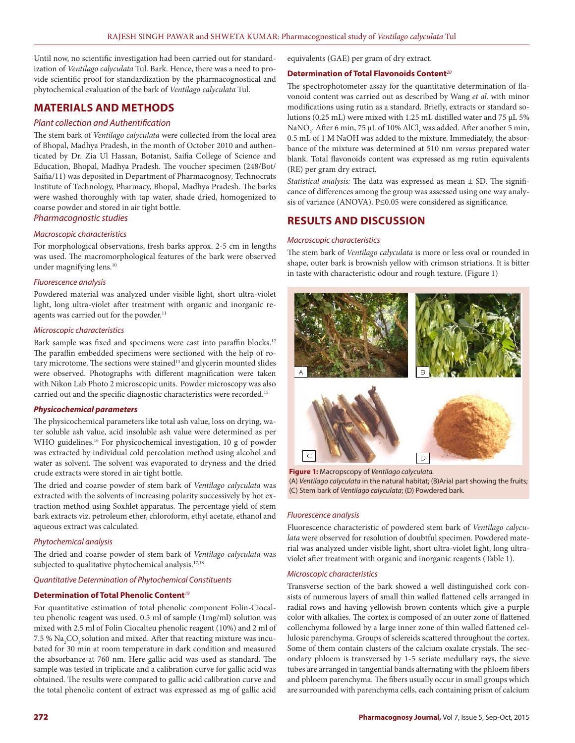Until now, no scientific investigation had been carried out for standardization of *Ventilago calyculata* Tul. Bark. Hence, there was a need to provide scientific proof for standardization by the pharmacognostical and phytochemical evaluation of the bark of *Ventilago calyculata* Tul.

## MATERIALS AND METHODS

### *Plant collection and Authentification*

The stem bark of *Ventilago calyculata* were collected from the local area of Bhopal, Madhya Pradesh, in the month of October 2010 and authenticated by Dr. Zia Ul Hassan, Botanist, Saifia College of Science and Education, Bhopal, Madhya Pradesh. The voucher specimen (248/Bot/Saifia/11) was deposited in Department of Pharmacognosy, Technocrats Institute of Technology, Pharmacy, Bhopal, Madhya Pradesh. The barks were washed thoroughly with tap water, shade dried, homogenized to coarse powder and stored in air tight bottle.

### *Pharmacognostic studies*

#### *Macroscopic characteristics*

For morphological observations, fresh barks approx. 2-5 cm in lengths was used. The macromorphological features of the bark were observed under magnifying lens.[10]

#### *Fluorescence analysis*

Powdered material was analyzed under visible light, short ultra-violet light, long ultra-violet after treatment with organic and inorganic reagents was carried out for the powder.[11]

#### *Microscopic characteristics*

Bark sample was fixed and specimens were cast into paraffin blocks.[12] The paraffin embedded specimens were sectioned with the help of rotary microtome. The sections were stained[13] and glycerin mounted slides were observed. Photographs with different magnification were taken with Nikon Lab Photo 2 microscopic units. Powder microscopy was also carried out and the specific diagnostic characteristics were recorded.[15]

#### ***Physicochemical parameters***

The physicochemical parameters like total ash value, loss on drying, water soluble ash value, acid insoluble ash value were determined as per WHO guidelines.[16] For physicochemical investigation, 10 g of powder was extracted by individual cold percolation method using alcohol and water as solvent. The solvent was evaporated to dryness and the dried crude extracts were stored in air tight bottle.

The dried and coarse powder of stem bark of *Ventilago calyculata* was extracted with the solvents of increasing polarity successively by hot extraction method using Soxhlet apparatus. The percentage yield of stem bark extracts viz. petroleum ether, chloroform, ethyl acetate, ethanol and aqueous extract was calculated.

#### *Phytochemical analysis*

The dried and coarse powder of stem bark of *Ventilago calyculata* was subjected to qualitative phytochemical analysis.[17,18]

#### *Quantitative Determination of Phytochemical Constituents*

#### **Determination of Total Phenolic Content**[19]

For quantitative estimation of total phenolic component Folin-Ciocalteu phenolic reagent was used. 0.5 ml of sample (1mg/ml) solution was mixed with 2.5 ml of Folin Ciocalteu phenolic reagent (10%) and 2 ml of 7.5 % $Na_2CO_3$ solution and mixed. After that reacting mixture was incubated for 30 min at room temperature in dark condition and measured the absorbance at 760 nm. Here gallic acid was used as standard. The sample was tested in triplicate and a calibration curve for gallic acid was obtained. The results were compared to gallic acid calibration curve and the total phenolic content of extract was expressed as mg of gallic acid equivalents (GAE) per gram of dry extract.

#### **Determination of Total Flavonoids Content**[20]

The spectrophotometer assay for the quantitative determination of flavonoid content was carried out as described by Wang *et al*. with minor modifications using rutin as a standard. Briefly, extracts or standard solutions (0.25 mL) were mixed with 1.25 mL distilled water and 75 µL 5% $NaNO_2$. After 6 min, 75 µL of 10% $AlCl_3$ was added. After another 5 min, 0.5 mL of 1 M NaOH was added to the mixture. Immediately, the absorbance of the mixture was determined at 510 nm *versus* prepared water blank. Total flavonoids content was expressed as mg rutin equivalents (RE) per gram dry extract.

*Statistical analysis:* The data was expressed as mean ± SD. The significance of differences among the group was assessed using one way analysis of variance (ANOVA). P≤0.05 were considered as significance.

## RESULTS AND DISCUSSION

#### *Macroscopic characteristics*

The stem bark of *Ventilago calyculata* is more or less oval or rounded in shape, outer bark is brownish yellow with crimson striations. It is bitter in taste with characteristic odour and rough texture. (Figure 1)

**Figure 1:** Macropscopy of *Ventilago calyculata*.
(A) *Ventilago calyculata* in the natural habitat; (B)Arial part showing the fruits; (C) Stem bark of *Ventilago calyculata*; (D) Powdered bark.

#### *Fluorescence analysis*

Fluorescence characteristic of powdered stem bark of *Ventilago calyculata* were observed for resolution of doubtful specimen. Powdered material was analyzed under visible light, short ultra-violet light, long ultra-violet after treatment with organic and inorganic reagents (Table 1).

#### *Microscopic characteristics*

Transverse section of the bark showed a well distinguished cork consists of numerous layers of small thin walled flattened cells arranged in radial rows and having yellowish brown contents which give a purple color with alkalies. The cortex is composed of an outer zone of flattened collenchyma followed by a large inner zone of thin walled flattened cellulosic parenchyma. Groups of sclereids scattered throughout the cortex. Some of them contain clusters of the calcium oxalate crystals. The secondary phloem is transversed by 1-5 seriate medullary rays, the sieve tubes are arranged in tangential bands alternating with the phloem fibers and phloem parenchyma. The fibers usually occur in small groups which are surrounded with parenchyma cells, each containing prism of calcium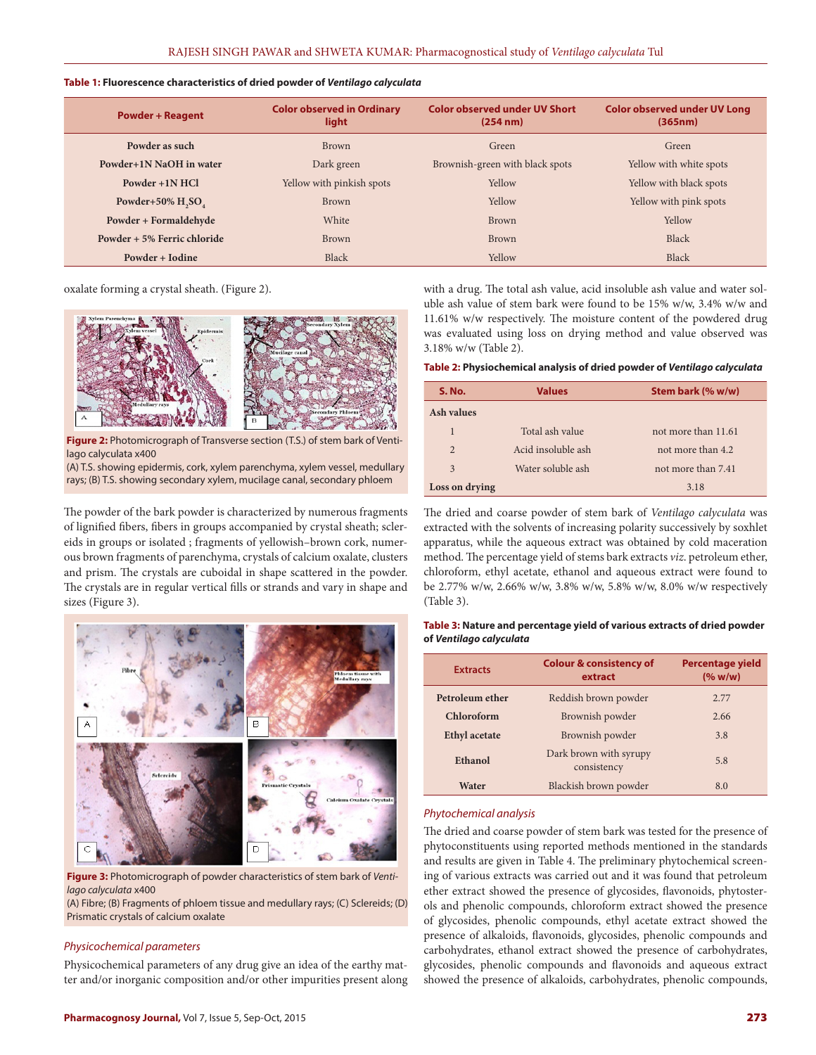**Table 1:** Fluorescence characteristics of dried powder of *Ventilago calyculata*

| Powder + Reagent | Color observed in Ordinary light | Color observed under UV Short (254 nm) | Color observed under UV Long (365nm) |
|---|---|---|---|
| Powder as such | Brown | Green | Green |
| Powder+1N NaOH in water | Dark green | Brownish-green with black spots | Yellow with white spots |
| Powder +1N HCl | Yellow with pinkish spots | Yellow | Yellow with black spots |
| Powder+50% $H_2SO_4$ | Brown | Yellow | Yellow with pink spots |
| Powder + Formaldehyde | White | Brown | Yellow |
| Powder + 5% Ferric chloride | Brown | Brown | Black |
| Powder + Iodine | Black | Yellow | Black |

oxalate forming a crystal sheath. (Figure 2).

**Figure 2:** Photomicrograph of Transverse section (T.S.) of stem bark of *Ventilago calyculata* x400
(A) T.S. showing epidermis, cork, xylem parenchyma, xylem vessel, medullary rays; (B) T.S. showing secondary xylem, mucilage canal, secondary phloem

The powder of the bark powder is characterized by numerous fragments of lignified fibers, fibers in groups accompanied by crystal sheath; sclereids in groups or isolated ; fragments of yellowish–brown cork, numerous brown fragments of parenchyma, crystals of calcium oxalate, clusters and prism. The crystals are cuboidal in shape scattered in the powder. The crystals are in regular vertical fills or strands and vary in shape and sizes (Figure 3).

**Figure 3:** Photomicrograph of powder characteristics of stem bark of *Ventilago calyculata* x400
(A) Fibre; (B) Fragments of phloem tissue and medullary rays; (C) Sclereids; (D) Prismatic crystals of calcium oxalate

### *Physicochemical parameters*

Physicochemical parameters of any drug give an idea of the earthy matter and/or inorganic composition and/or other impurities present along with a drug. The total ash value, acid insoluble ash value and water soluble ash value of stem bark were found to be 15% w/w, 3.4% w/w and 11.61% w/w respectively. The moisture content of the powdered drug was evaluated using loss on drying method and value observed was 3.18% w/w (Table 2).

**Table 2:** Physiochemical analysis of dried powder of *Ventilago calyculata*

| S. No. | Values | Stem bark (% w/w) |
|---|---|---|
| **Ash values** | | |
| 1 | Total ash value | not more than 11.61 |
| 2 | Acid insoluble ash | not more than 4.2 |
| 3 | Water soluble ash | not more than 7.41 |
| **Loss on drying** | | 3.18 |

The dried and coarse powder of stem bark of *Ventilago calyculata* was extracted with the solvents of increasing polarity successively by soxhlet apparatus, while the aqueous extract was obtained by cold maceration method. The percentage yield of stems bark extracts *viz.* petroleum ether, chloroform, ethyl acetate, ethanol and aqueous extract were found to be 2.77% w/w, 2.66% w/w, 3.8% w/w, 5.8% w/w, 8.0% w/w respectively (Table 3).

**Table 3:** Nature and percentage yield of various extracts of dried powder of *Ventilago calyculata*

| Extracts | Colour & consistency of extract | Percentage yield (% w/w) |
|---|---|---|
| Petroleum ether | Reddish brown powder | 2.77 |
| Chloroform | Brownish powder | 2.66 |
| Ethyl acetate | Brownish powder | 3.8 |
| Ethanol | Dark brown with syrupy consistency | 5.8 |
| Water | Blackish brown powder | 8.0 |

### *Phytochemical analysis*

The dried and coarse powder of stem bark was tested for the presence of phytoconstituents using reported methods mentioned in the standards and results are given in Table 4. The preliminary phytochemical screening of various extracts was carried out and it was found that petroleum ether extract showed the presence of glycosides, flavonoids, phytosterols and phenolic compounds, chloroform extract showed the presence of glycosides, phenolic compounds, ethyl acetate extract showed the presence of alkaloids, flavonoids, glycosides, phenolic compounds and carbohydrates, ethanol extract showed the presence of carbohydrates, glycosides, phenolic compounds and flavonoids and aqueous extract showed the presence of alkaloids, carbohydrates, phenolic compounds,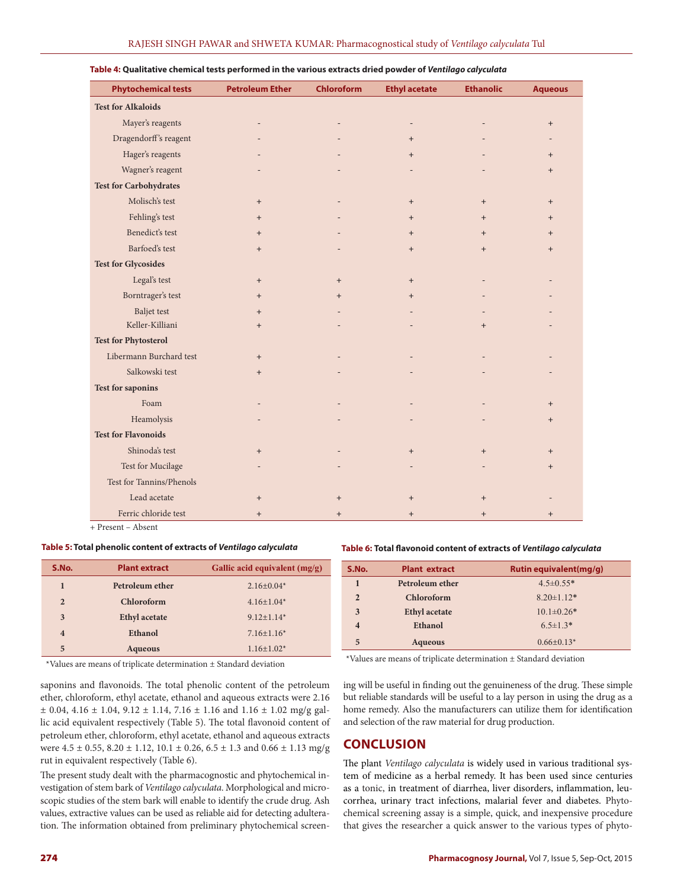**Table 4: Qualitative chemical tests performed in the various extracts dried powder of *Ventilago calyculata***

| Phytochemical tests | Petroleum Ether | Chloroform | Ethyl acetate | Ethanolic | Aqueous |
|---|---|---|---|---|---|
| **Test for Alkaloids** | | | | | |
| Mayer's reagents | - | - | - | - | + |
| Dragendorff's reagent | - | - | + | - | - |
| Hager's reagents | - | - | + | - | + |
| Wagner's reagent | - | - | - | - | + |
| **Test for Carbohydrates** | | | | | |
| Molisch's test | + | - | + | + | + |
| Fehling's test | + | - | + | + | + |
| Benedict's test | + | - | + | + | + |
| Barfoed's test | + | - | + | + | + |
| **Test for Glycosides** | | | | | |
| Legal's test | + | + | + | - | - |
| Borntrager's test | + | + | + | - | - |
| Baljet test | + | - | - | - | - |
| Keller-Killiani | + | - | - | + | - |
| **Test for Phytosterol** | | | | | |
| Libermann Burchard test | + | - | - | - | - |
| Salkowski test | + | - | - | - | - |
| **Test for saponins** | | | | | |
| Foam | - | - | - | - | + |
| Heamolysis | - | - | - | - | + |
| **Test for Flavonoids** | | | | | |
| Shinoda's test | + | - | + | + | + |
| Test for Mucilage | - | - | - | - | + |
| Test for Tannins/Phenols | | | | | |
| Lead acetate | + | + | + | + | - |
| Ferric chloride test | + | + | + | + | + |

+ Present – Absent

**Table 5: Total phenolic content of extracts of *Ventilago calyculata***

| S.No. | Plant extract | Gallic acid equivalent (mg/g) |
|---|---|---|
| 1 | Petroleum ether | 2.16±0.04* |
| 2 | Chloroform | 4.16±1.04* |
| 3 | Ethyl acetate | 9.12±1.14* |
| 4 | Ethanol | 7.16±1.16* |
| 5 | Aqueous | 1.16±1.02* |

*Values are means of triplicate determination ± Standard deviation

**Table 6: Total flavonoid content of extracts of *Ventilago calyculata***

| S.No. | Plant extract | Rutin equivalent(mg/g) |
|---|---|---|
| 1 | Petroleum ether | 4.5±0.55* |
| 2 | Chloroform | 8.20±1.12* |
| 3 | Ethyl acetate | 10.1±0.26* |
| 4 | Ethanol | 6.5±1.3* |
| 5 | Aqueous | 0.66±0.13* |

*Values are means of triplicate determination ± Standard deviation

saponins and flavonoids. The total phenolic content of the petroleum ether, chloroform, ethyl acetate, ethanol and aqueous extracts were 2.16 ± 0.04, 4.16 ± 1.04, 9.12 ± 1.14, 7.16 ± 1.16 and 1.16 ± 1.02 mg/g gallic acid equivalent respectively (Table 5). The total flavonoid content of petroleum ether, chloroform, ethyl acetate, ethanol and aqueous extracts were 4.5 ± 0.55, 8.20 ± 1.12, 10.1 ± 0.26, 6.5 ± 1.3 and 0.66 ± 1.13 mg/g rut in equivalent respectively (Table 6).

The present study dealt with the pharmacognostic and phytochemical investigation of stem bark of *Ventilago calyculata*. Morphological and microscopic studies of the stem bark will enable to identify the crude drug. Ash values, extractive values can be used as reliable aid for detecting adulteration. The information obtained from preliminary phytochemical screening will be useful in finding out the genuineness of the drug. These simple but reliable standards will be useful to a lay person in using the drug as a home remedy. Also the manufacturers can utilize them for identification and selection of the raw material for drug production.

## CONCLUSION

The plant *Ventilago calyculata* is widely used in various traditional system of medicine as a herbal remedy. It has been used since centuries as a tonic, in treatment of diarrhea, liver disorders, inflammation, leucorrhea, urinary tract infections, malarial fever and diabetes. Phytochemical screening assay is a simple, quick, and inexpensive procedure that gives the researcher a quick answer to the various types of phyto-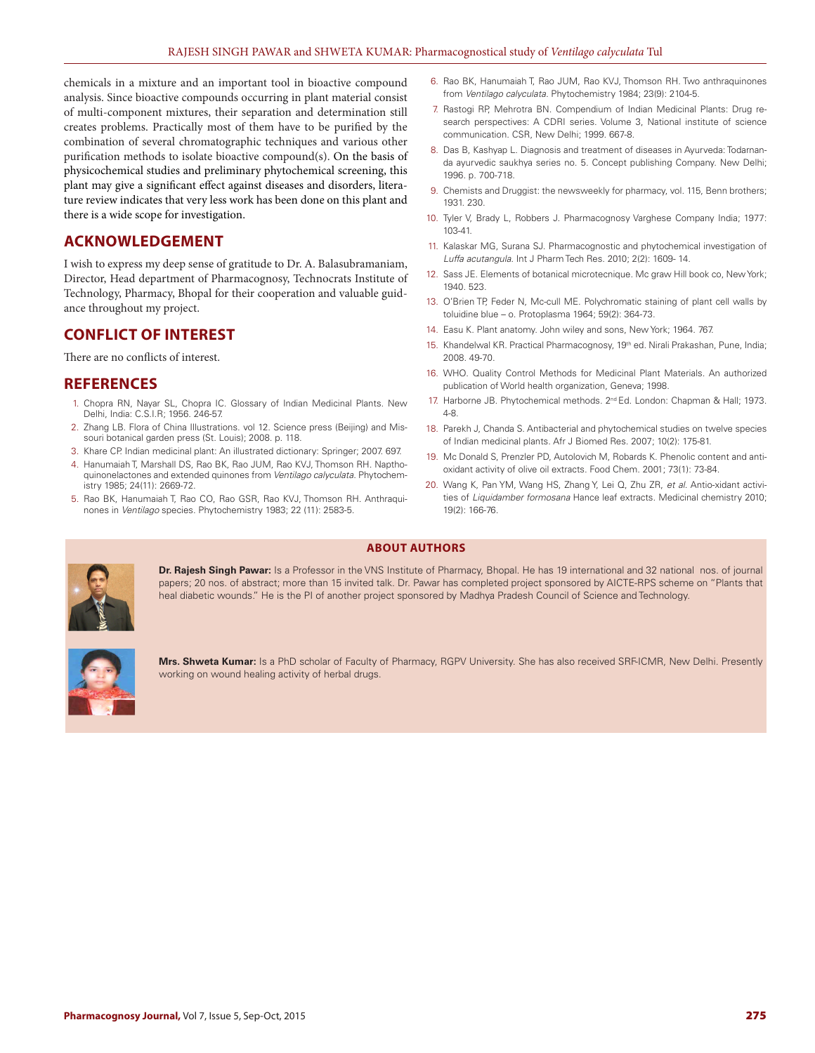chemicals in a mixture and an important tool in bioactive compound analysis. Since bioactive compounds occurring in plant material consist of multi-component mixtures, their separation and determination still creates problems. Practically most of them have to be purified by the combination of several chromatographic techniques and various other purification methods to isolate bioactive compound(s). On the basis of physicochemical studies and preliminary phytochemical screening, this plant may give a significant effect against diseases and disorders, literature review indicates that very less work has been done on this plant and there is a wide scope for investigation.

## ACKNOWLEDGEMENT

I wish to express my deep sense of gratitude to Dr. A. Balasubramaniam, Director, Head department of Pharmacognosy, Technocrats Institute of Technology, Pharmacy, Bhopal for their cooperation and valuable guidance throughout my project.

## CONFLICT OF INTEREST

There are no conflicts of interest.

## REFERENCES

1. Chopra RN, Nayar SL, Chopra IC. Glossary of Indian Medicinal Plants. New Delhi, India: C.S.I.R; 1956. 246-57.
2. Zhang LB. Flora of China Illustrations. vol 12. Science press (Beijing) and Missouri botanical garden press (St. Louis); 2008. p. 118.
3. Khare CP. Indian medicinal plant: An illustrated dictionary: Springer; 2007. 697.
4. Hanumaiah T, Marshall DS, Rao BK, Rao JUM, Rao KVJ, Thomson RH. Napthoquinonelactones and extended quinones from *Ventilago calyculata*. Phytochemistry 1985; 24(11): 2669-72.
5. Rao BK, Hanumaiah T, Rao CO, Rao GSR, Rao KVJ, Thomson RH. Anthraquinones in *Ventilago* species. Phytochemistry 1983; 22 (11): 2583-5.
6. Rao BK, Hanumaiah T, Rao JUM, Rao KVJ, Thomson RH. Two anthraquinones from *Ventilago calyculata*. Phytochemistry 1984; 23(9): 2104-5.
7. Rastogi RP, Mehrotra BN. Compendium of Indian Medicinal Plants: Drug research perspectives: A CDRI series. Volume 3, National institute of science communication. CSR, New Delhi; 1999. 667-8.
8. Das B, Kashyap L. Diagnosis and treatment of diseases in Ayurveda: Todarananda ayurvedic saukhya series no. 5. Concept publishing Company. New Delhi; 1996. p. 700-718.
9. Chemists and Druggist: the newsweekly for pharmacy, vol. 115, Benn brothers; 1931. 230.
10. Tyler V, Brady L, Robbers J. Pharmacognosy Varghese Company India; 1977: 103-41.
11. Kalaskar MG, Surana SJ. Pharmacognostic and phytochemical investigation of *Luffa acutangula*. Int J Pharm Tech Res. 2010; 2(2): 1609- 14.
12. Sass JE. Elements of botanical microtecnique. Mc graw Hill book co, New York; 1940. 523.
13. O'Brien TP, Feder N, Mc-cull ME. Polychromatic staining of plant cell walls by toluidine blue – o. Protoplasma 1964; 59(2): 364-73.
14. Easu K. Plant anatomy. John wiley and sons, New York; 1964. 767.
15. Khandelwal KR. Practical Pharmacognosy, 19th ed. Nirali Prakashan, Pune, India; 2008. 49-70.
16. WHO. Quality Control Methods for Medicinal Plant Materials. An authorized publication of World health organization, Geneva; 1998.
17. Harborne JB. Phytochemical methods. 2nd Ed. London: Chapman & Hall; 1973. 4-8.
18. Parekh J, Chanda S. Antibacterial and phytochemical studies on twelve species of Indian medicinal plants. Afr J Biomed Res. 2007; 10(2): 175-81.
19. Mc Donald S, Prenzler PD, Autolovich M, Robards K. Phenolic content and antioxidant activity of olive oil extracts. Food Chem. 2001; 73(1): 73-84.
20. Wang K, Pan YM, Wang HS, Zhang Y, Lei Q, Zhu ZR, *et al*. Antio-xidant activities of *Liquidamber formosana* Hance leaf extracts. Medicinal chemistry 2010; 19(2): 166-76.

## ABOUT AUTHORS

**Dr. Rajesh Singh Pawar:** Is a Professor in the VNS Institute of Pharmacy, Bhopal. He has 19 international and 32 national nos. of journal papers; 20 nos. of abstract; more than 15 invited talk. Dr. Pawar has completed project sponsored by AICTE-RPS scheme on "Plants that heal diabetic wounds." He is the PI of another project sponsored by Madhya Pradesh Council of Science and Technology.

**Mrs. Shweta Kumar:** Is a PhD scholar of Faculty of Pharmacy, RGPV University. She has also received SRF-ICMR, New Delhi. Presently working on wound healing activity of herbal drugs.